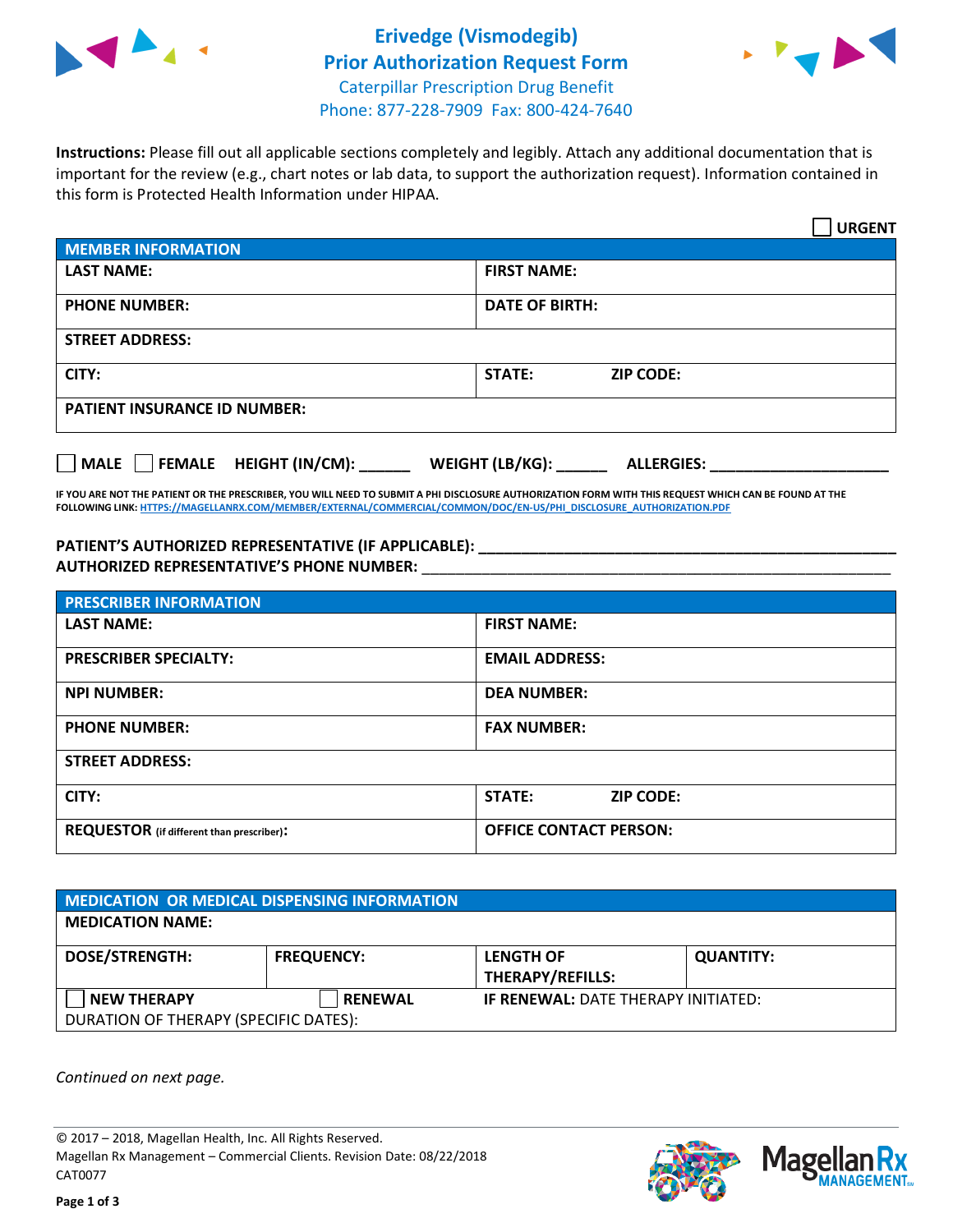# Erivedge (Vismodegib)
# Prior Authorization Request Form

Caterpillar Prescription Drug Benefit
Phone: 877-228-7909 Fax: 800-424-7640

**Instructions:** Please fill out all applicable sections completely and legibly. Attach any additional documentation that is important for the review (e.g., chart notes or lab data, to support the authorization request). Information contained in this form is Protected Health Information under HIPAA.

☐ **URGENT**

| **MEMBER INFORMATION** | |
|---|---|
| **LAST NAME:** | **FIRST NAME:** |
| **PHONE NUMBER:** | **DATE OF BIRTH:** |
| **STREET ADDRESS:** | |
| **CITY:** | **STATE:** **ZIP CODE:** |
| **PATIENT INSURANCE ID NUMBER:** | |

☐ **MALE** ☐ **FEMALE** **HEIGHT (IN/CM):** ______ **WEIGHT (LB/KG):** ______ **ALLERGIES:** ____________________

**IF YOU ARE NOT THE PATIENT OR THE PRESCRIBER, YOU WILL NEED TO SUBMIT A PHI DISCLOSURE AUTHORIZATION FORM WITH THIS REQUEST WHICH CAN BE FOUND AT THE FOLLOWING LINK:** HTTPS://MAGELLANRX.COM/MEMBER/EXTERNAL/COMMERCIAL/COMMON/DOC/EN-US/PHI_DISCLOSURE_AUTHORIZATION.PDF

**PATIENT'S AUTHORIZED REPRESENTATIVE (IF APPLICABLE):** ____________________________________________
**AUTHORIZED REPRESENTATIVE'S PHONE NUMBER:** ____________________________________________

| **PRESCRIBER INFORMATION** | |
|---|---|
| **LAST NAME:** | **FIRST NAME:** |
| **PRESCRIBER SPECIALTY:** | **EMAIL ADDRESS:** |
| **NPI NUMBER:** | **DEA NUMBER:** |
| **PHONE NUMBER:** | **FAX NUMBER:** |
| **STREET ADDRESS:** | |
| **CITY:** | **STATE:** **ZIP CODE:** |
| **REQUESTOR** (if different than prescriber)**:** | **OFFICE CONTACT PERSON:** |

| **MEDICATION OR MEDICAL DISPENSING INFORMATION** | | | |
|---|---|---|---|
| **MEDICATION NAME:** | | | |
| **DOSE/STRENGTH:** | **FREQUENCY:** | **LENGTH OF THERAPY/REFILLS:** | **QUANTITY:** |
| ☐ **NEW THERAPY** | ☐ **RENEWAL** | **IF RENEWAL:** DATE THERAPY INITIATED: | |
| DURATION OF THERAPY (SPECIFIC DATES): | | | |

*Continued on next page.*

© 2017 – 2018, Magellan Health, Inc. All Rights Reserved.
Magellan Rx Management – Commercial Clients. Revision Date: 08/22/2018
CAT0077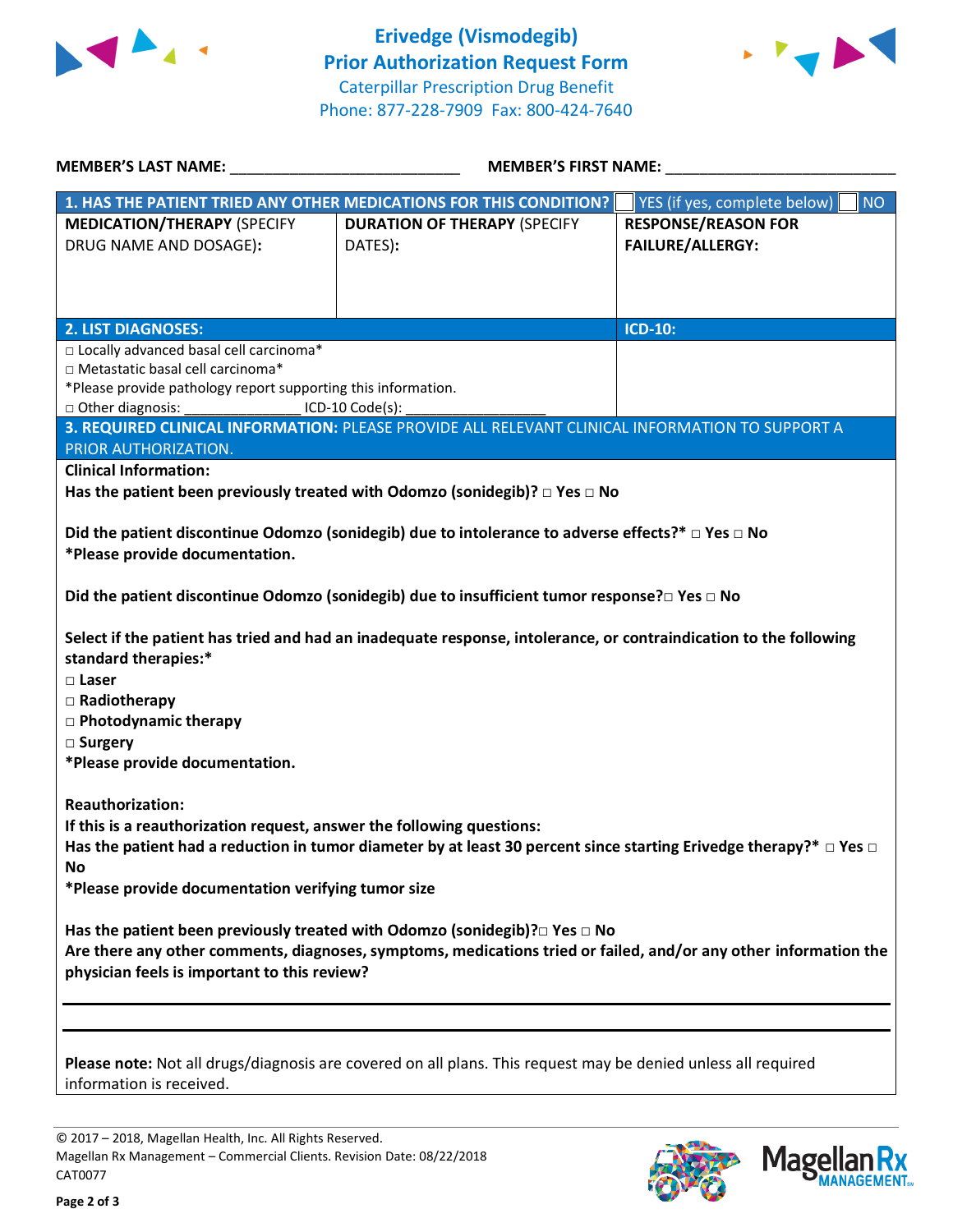# Erivedge (Vismodegib)
## Prior Authorization Request Form

Caterpillar Prescription Drug Benefit
Phone: 877-228-7909 Fax: 800-424-7640

**MEMBER'S LAST NAME:** ___________________________ **MEMBER'S FIRST NAME:** ___________________________

| **1. HAS THE PATIENT TRIED ANY OTHER MEDICATIONS FOR THIS CONDITION?** | | ☐ YES (if yes, complete below) ☐ NO |
|---|---|---|
| **MEDICATION/THERAPY** (SPECIFY DRUG NAME AND DOSAGE): | **DURATION OF THERAPY** (SPECIFY DATES): | **RESPONSE/REASON FOR FAILURE/ALLERGY:** |
| | | |

| **2. LIST DIAGNOSES:** | **ICD-10:** |
|---|---|
| □ Locally advanced basal cell carcinoma*<br>□ Metastatic basal cell carcinoma*<br>*Please provide pathology report supporting this information.<br>□ Other diagnosis: _______________ ICD-10 Code(s): __________________ | |

**3. REQUIRED CLINICAL INFORMATION:** PLEASE PROVIDE ALL RELEVANT CLINICAL INFORMATION TO SUPPORT A PRIOR AUTHORIZATION.

**Clinical Information:**

**Has the patient been previously treated with Odomzo (sonidegib)? □ Yes □ No**

**Did the patient discontinue Odomzo (sonidegib) due to intolerance to adverse effects?* □ Yes □ No**
***Please provide documentation.**

**Did the patient discontinue Odomzo (sonidegib) due to insufficient tumor response?□ Yes □ No**

**Select if the patient has tried and had an inadequate response, intolerance, or contraindication to the following standard therapies:***
- **□ Laser**
- **□ Radiotherapy**
- **□ Photodynamic therapy**
- **□ Surgery**

***Please provide documentation.**

**Reauthorization:**
**If this is a reauthorization request, answer the following questions:**
**Has the patient had a reduction in tumor diameter by at least 30 percent since starting Erivedge therapy?* □ Yes □ No**
***Please provide documentation verifying tumor size**

**Has the patient been previously treated with Odomzo (sonidegib)?□ Yes □ No**
**Are there any other comments, diagnoses, symptoms, medications tried or failed, and/or any other information the physician feels is important to this review?**

_______________________________________________________________________________

_______________________________________________________________________________

**Please note:** Not all drugs/diagnosis are covered on all plans. This request may be denied unless all required information is received.

© 2017 – 2018, Magellan Health, Inc. All Rights Reserved.
Magellan Rx Management – Commercial Clients. Revision Date: 08/22/2018
CAT0077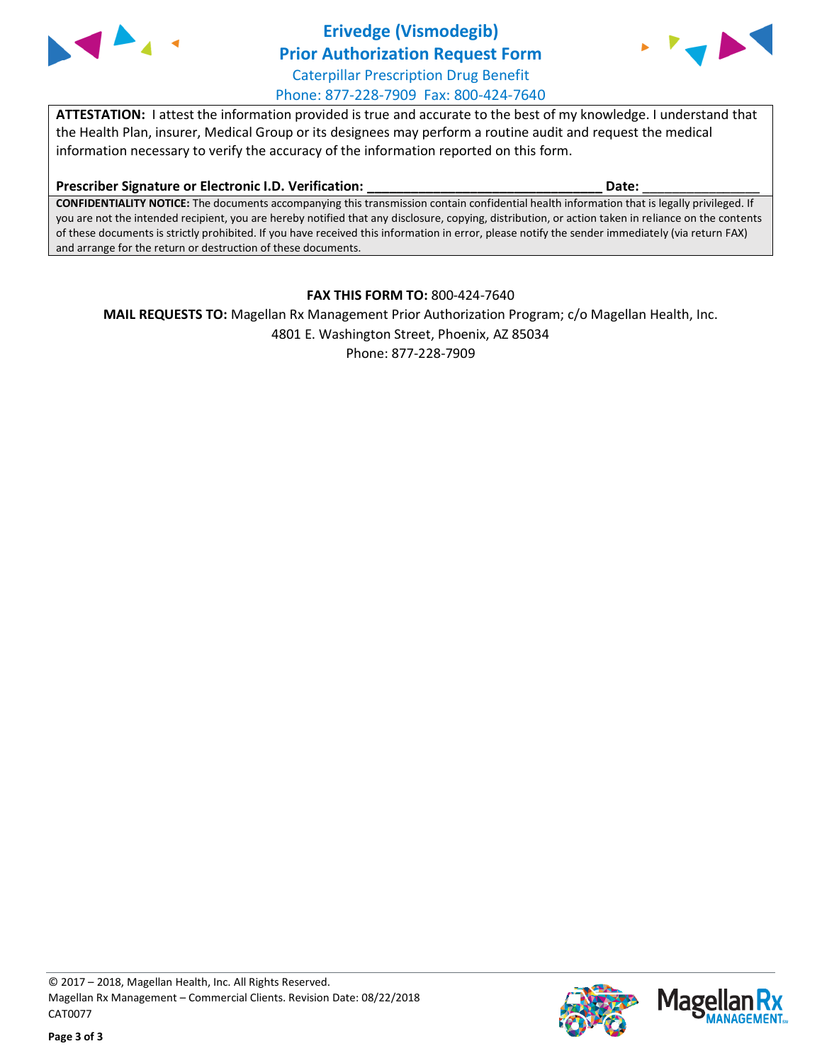# Erivedge (Vismodegib)
# Prior Authorization Request Form

Caterpillar Prescription Drug Benefit
Phone: 877-228-7909 Fax: 800-424-7640

**ATTESTATION:** I attest the information provided is true and accurate to the best of my knowledge. I understand that the Health Plan, insurer, Medical Group or its designees may perform a routine audit and request the medical information necessary to verify the accuracy of the information reported on this form.

**Prescriber Signature or Electronic I.D. Verification: ______________________________ Date: _______________**

**CONFIDENTIALITY NOTICE:** The documents accompanying this transmission contain confidential health information that is legally privileged. If you are not the intended recipient, you are hereby notified that any disclosure, copying, distribution, or action taken in reliance on the contents of these documents is strictly prohibited. If you have received this information in error, please notify the sender immediately (via return FAX) and arrange for the return or destruction of these documents.

**FAX THIS FORM TO:** 800-424-7640

**MAIL REQUESTS TO:** Magellan Rx Management Prior Authorization Program; c/o Magellan Health, Inc.
4801 E. Washington Street, Phoenix, AZ 85034
Phone: 877-228-7909

© 2017 – 2018, Magellan Health, Inc. All Rights Reserved.
Magellan Rx Management – Commercial Clients. Revision Date: 08/22/2018
CAT0077